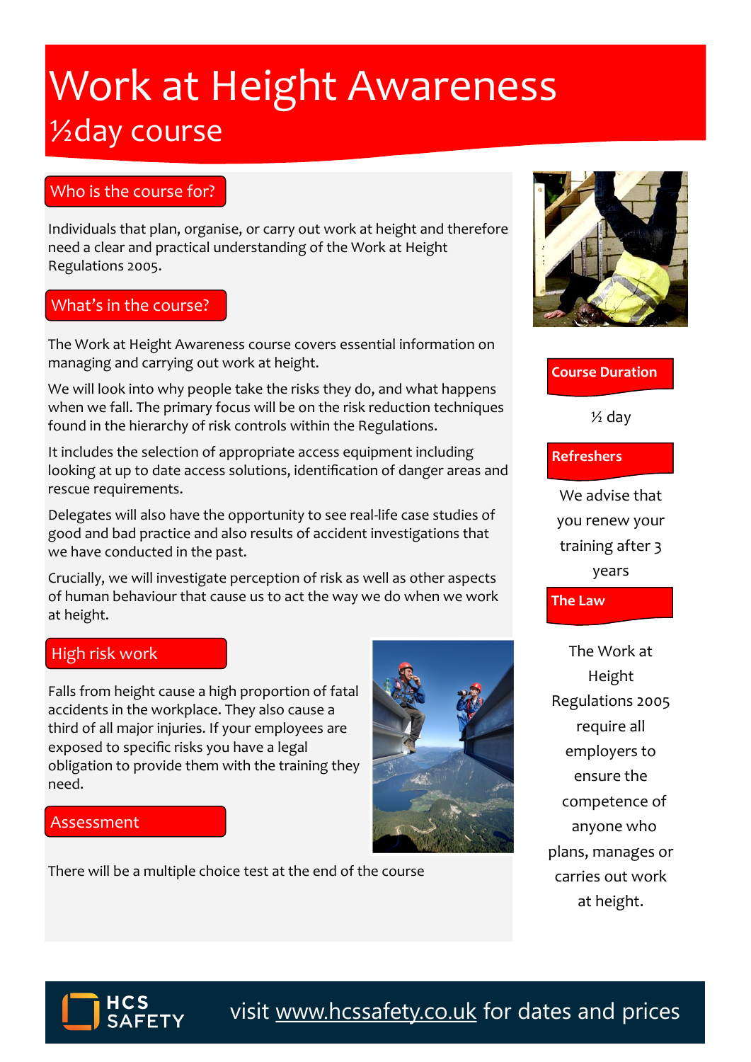# Work at Height Awareness

## ½day course

### Who is the course for?

Individuals that plan, organise, or carry out work at height and therefore need a clear and practical understanding of the Work at Height Regulations 2005.

### What's in the course?

The Work at Height Awareness course covers essential information on managing and carrying out work at height.

We will look into why people take the risks they do, and what happens when we fall. The primary focus will be on the risk reduction techniques found in the hierarchy of risk controls within the Regulations.

It includes the selection of appropriate access equipment including looking at up to date access solutions, identification of danger areas and rescue requirements.

Delegates will also have the opportunity to see real-life case studies of good and bad practice and also results of accident investigations that we have conducted in the past.

Crucially, we will investigate perception of risk as well as other aspects of human behaviour that cause us to act the way we do when we work at height.

### High risk work

Falls from height cause a high proportion of fatal accidents in the workplace. They also cause a third of all major injuries. If your employees are exposed to specific risks you have a legal obligation to provide them with the training they need.

### Assessment

There will be a multiple choice test at the end of the course

### Course Duration

½ day

### Refreshers

We advise that you renew your training after 3 years

### The Law

The Work at Height Regulations 2005 require all employers to ensure the competence of anyone who plans, manages or carries out work at height.

HCS SAFETY

visit www.hcssafety.co.uk for dates and prices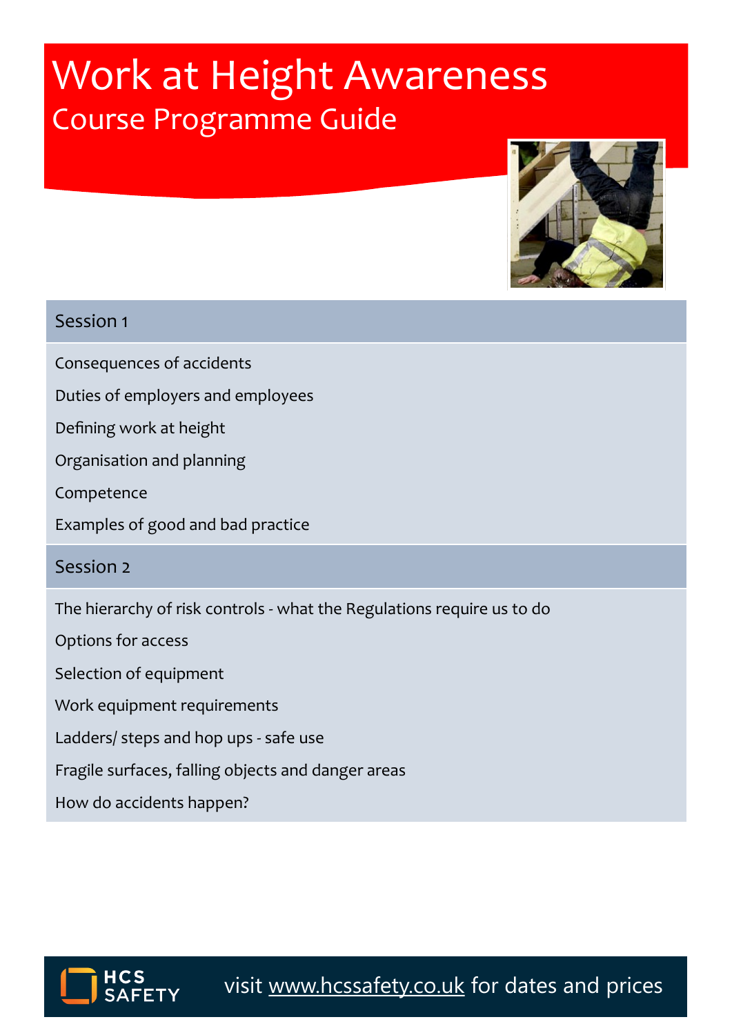# Work at Height Awareness

## Course Programme Guide

### Session 1

Consequences of accidents

Duties of employers and employees

Defining work at height

Organisation and planning

Competence

Examples of good and bad practice

### Session 2

The hierarchy of risk controls - what the Regulations require us to do

Options for access

Selection of equipment

Work equipment requirements

Ladders/ steps and hop ups - safe use

Fragile surfaces, falling objects and danger areas

How do accidents happen?

HCS SAFETY

visit www.hcssafety.co.uk for dates and prices